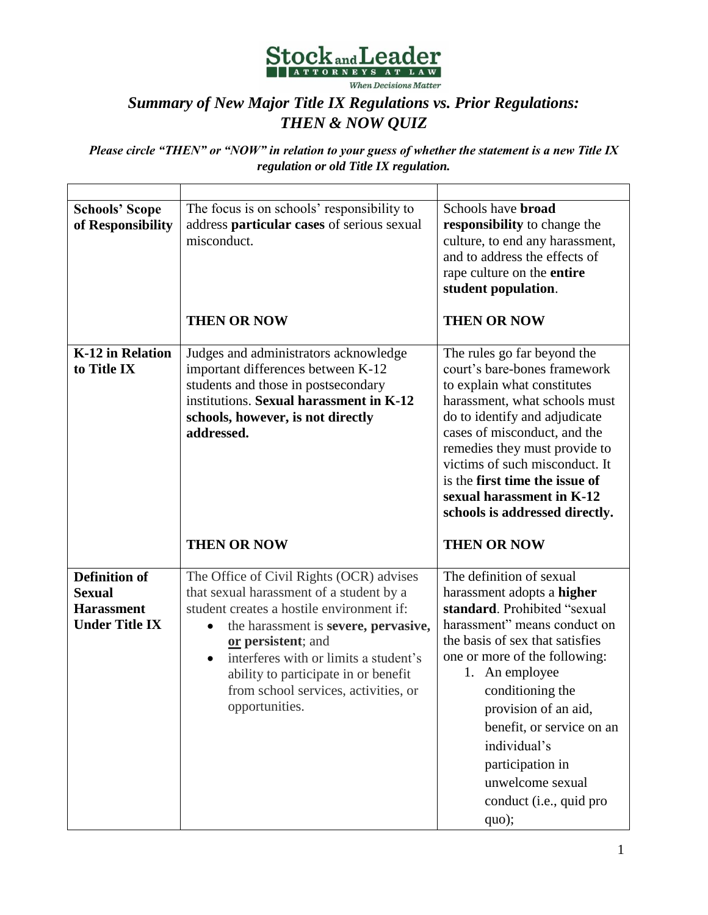Stock and Leader
ATTORNEYS AT LAW
*When Decisions Matter*

# *Summary of New Major Title IX Regulations vs. Prior Regulations: THEN & NOW QUIZ*

***Please circle "THEN" or "NOW" in relation to your guess of whether the statement is a new Title IX regulation or old Title IX regulation.***

| | | |
|---|---|---|
| **Schools' Scope of Responsibility** | The focus is on schools' responsibility to address **particular cases** of serious sexual misconduct.<br><br>**THEN OR NOW** | Schools have **broad responsibility** to change the culture, to end any harassment, and to address the effects of rape culture on the **entire student population**.<br><br>**THEN OR NOW** |
| **K-12 in Relation to Title IX** | Judges and administrators acknowledge important differences between K-12 students and those in postsecondary institutions. **Sexual harassment in K-12 schools, however, is not directly addressed.**<br><br>**THEN OR NOW** | The rules go far beyond the court's bare-bones framework to explain what constitutes harassment, what schools must do to identify and adjudicate cases of misconduct, and the remedies they must provide to victims of such misconduct. It is the **first time the issue of sexual harassment in K-12 schools is addressed directly.**<br><br>**THEN OR NOW** |
| **Definition of Sexual Harassment Under Title IX** | The Office of Civil Rights (OCR) advises that sexual harassment of a student by a student creates a hostile environment if:<br>• the harassment is **severe, pervasive, <u>or</u> persistent**; and<br>• interferes with or limits a student's ability to participate in or benefit from school services, activities, or opportunities. | The definition of sexual harassment adopts a **higher standard**. Prohibited "sexual harassment" means conduct on the basis of sex that satisfies one or more of the following:<br>1. An employee conditioning the provision of an aid, benefit, or service on an individual's participation in unwelcome sexual conduct (i.e., quid pro quo); |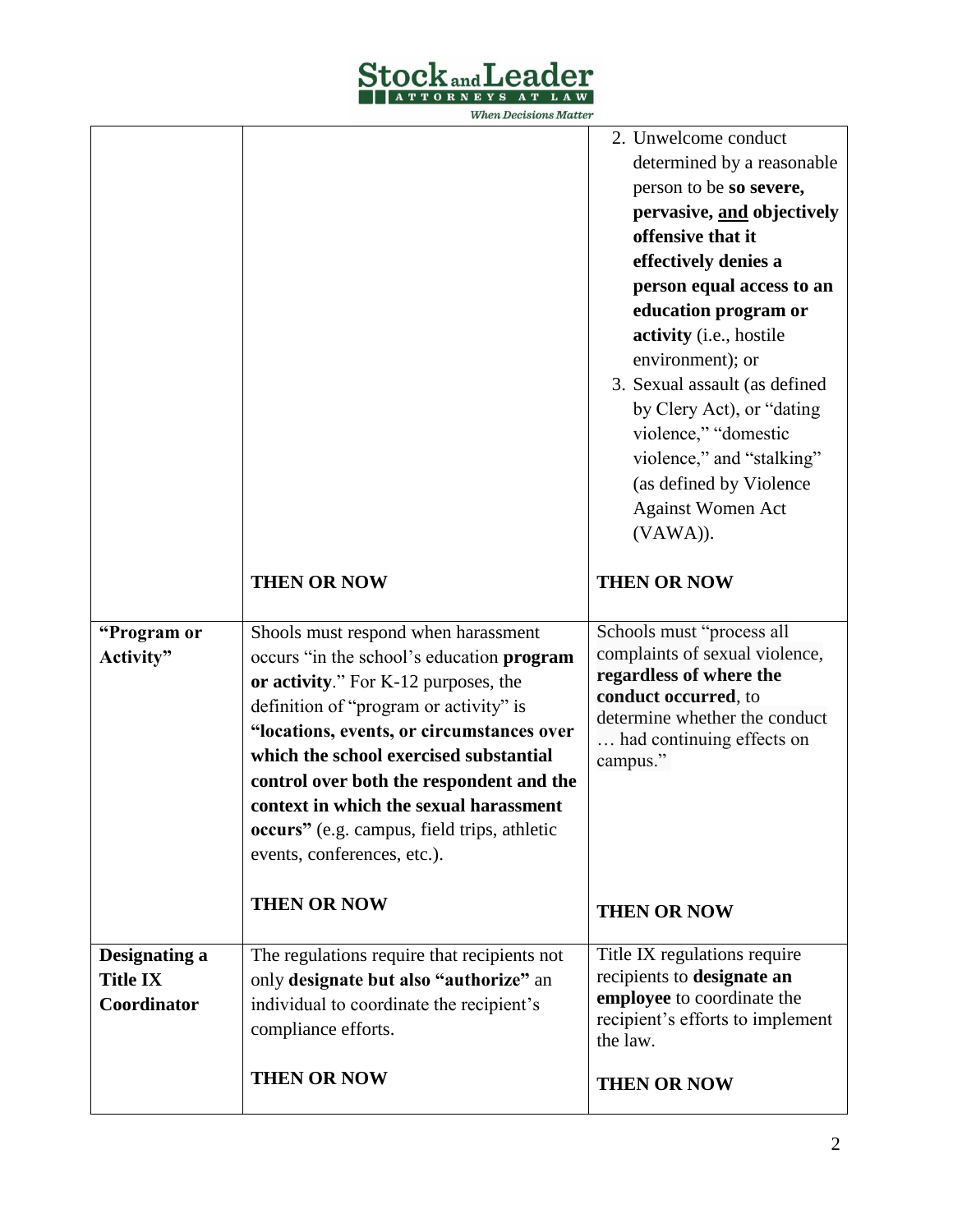| | | |
|---|---|---|
| | <br><br><br><br><br><br><br><br><br><br><br><br><br><br><br><br>**THEN OR NOW** | 2. Unwelcome conduct determined by a reasonable person to be **so severe, pervasive, <u>and</u> objectively offensive that it effectively denies a person equal access to an education program or activity** (i.e., hostile environment); or<br>3. Sexual assault (as defined by Clery Act), or "dating violence," "domestic violence," and "stalking" (as defined by Violence Against Women Act (VAWA)).<br><br>**THEN OR NOW** |
| **"Program or Activity"** | Shools must respond when harassment occurs "in the school's education **program or activity**." For K-12 purposes, the definition of "program or activity" is **"locations, events, or circumstances over which the school exercised substantial control over both the respondent and the context in which the sexual harassment occurs"** (e.g. campus, field trips, athletic events, conferences, etc.).<br><br>**THEN OR NOW** | Schools must "process all complaints of sexual violence, **regardless of where the conduct occurred**, to determine whether the conduct … had continuing effects on campus."<br><br>**THEN OR NOW** |
| **Designating a Title IX Coordinator** | The regulations require that recipients not only **designate but also "authorize"** an individual to coordinate the recipient's compliance efforts.<br><br>**THEN OR NOW** | Title IX regulations require recipients to **designate an employee** to coordinate the recipient's efforts to implement the law.<br><br>**THEN OR NOW** |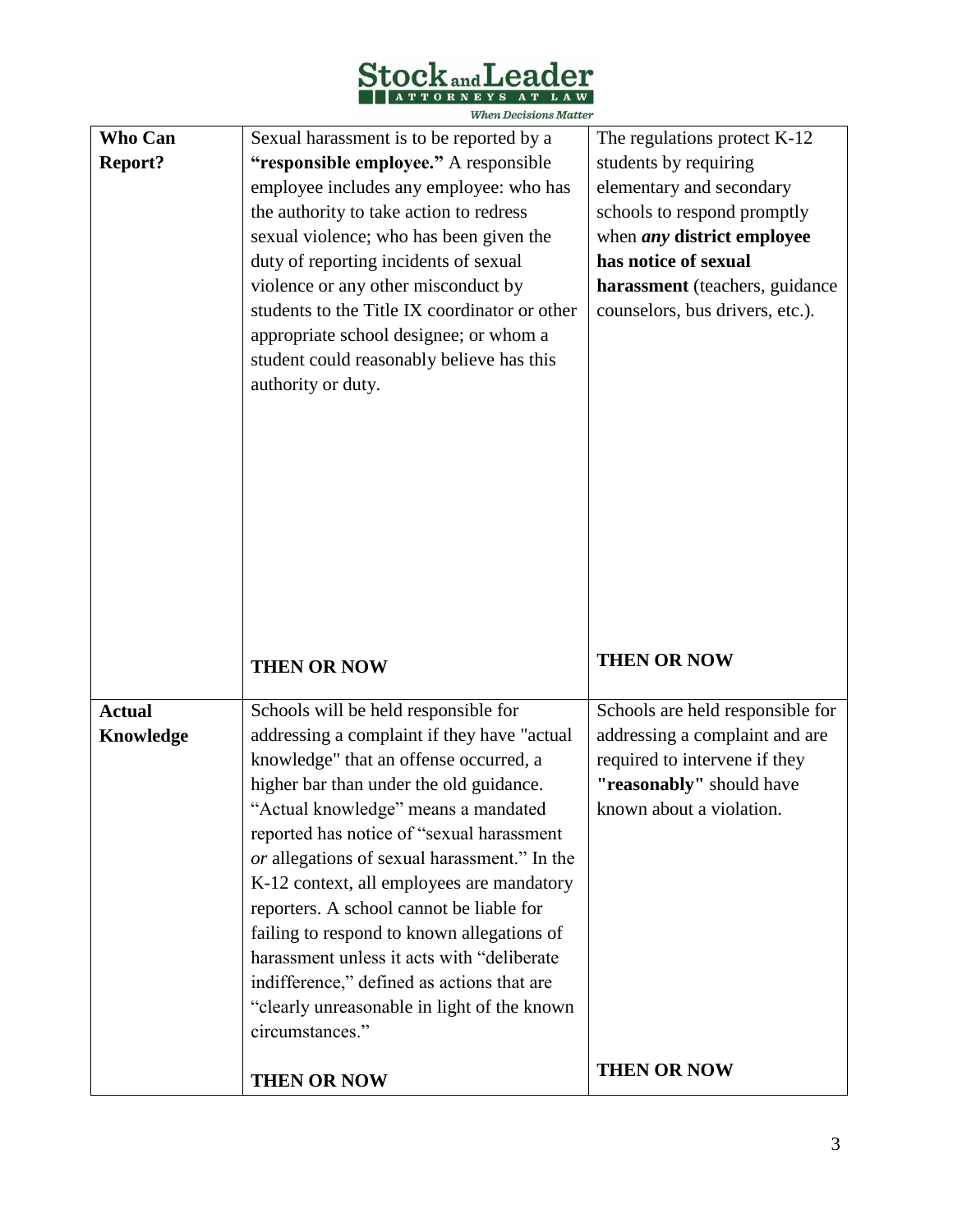| **Who Can Report?** | Sexual harassment is to be reported by a **"responsible employee."** A responsible employee includes any employee: who has the authority to take action to redress sexual violence; who has been given the duty of reporting incidents of sexual violence or any other misconduct by students to the Title IX coordinator or other appropriate school designee; or whom a student could reasonably believe has this authority or duty.<br><br>**THEN OR NOW** | The regulations protect K-12 students by requiring elementary and secondary schools to respond promptly when ***any*** **district employee has notice of sexual harassment** (teachers, guidance counselors, bus drivers, etc.).<br><br>**THEN OR NOW** |
|---|---|---|
| **Actual Knowledge** | Schools will be held responsible for addressing a complaint if they have "actual knowledge" that an offense occurred, a higher bar than under the old guidance. "Actual knowledge" means a mandated reported has notice of "sexual harassment *or* allegations of sexual harassment." In the K-12 context, all employees are mandatory reporters. A school cannot be liable for failing to respond to known allegations of harassment unless it acts with "deliberate indifference," defined as actions that are "clearly unreasonable in light of the known circumstances."<br><br>**THEN OR NOW** | Schools are held responsible for addressing a complaint and are required to intervene if they **"reasonably"** should have known about a violation.<br><br>**THEN OR NOW** |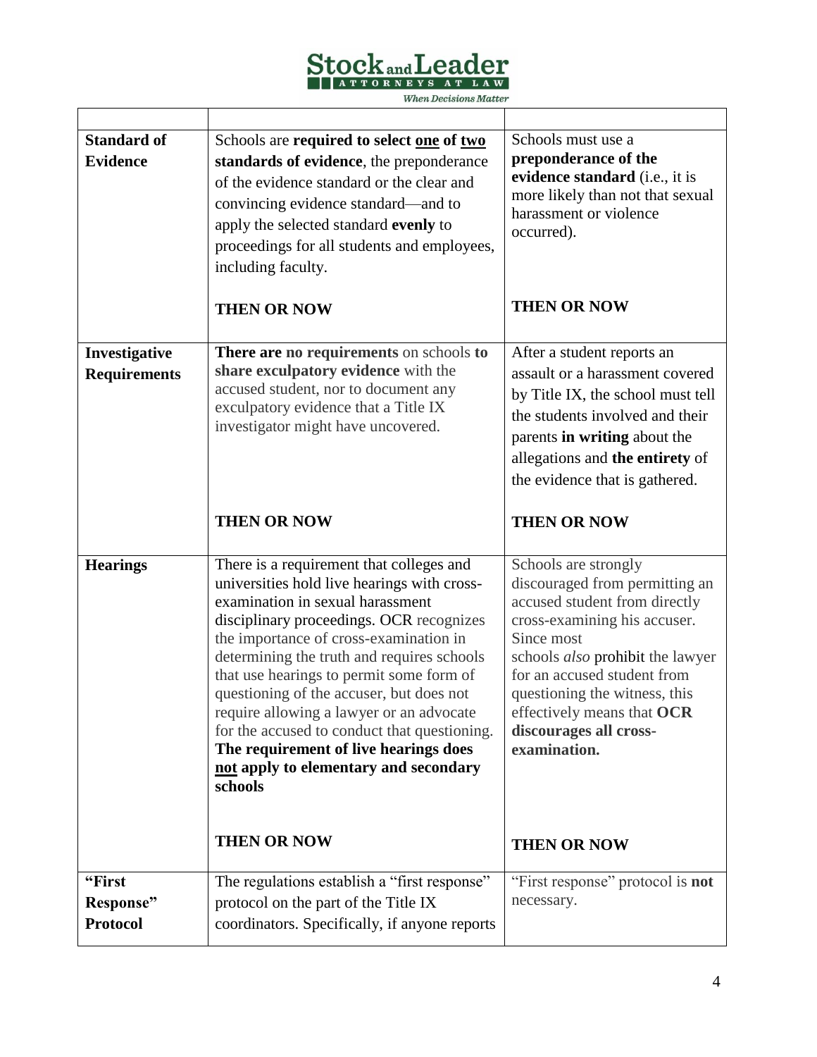| | | |
|---|---|---|
| **Standard of Evidence** | Schools are **required to select <u>one</u> of <u>two</u> standards of evidence**, the preponderance of the evidence standard or the clear and convincing evidence standard—and to apply the selected standard **evenly** to proceedings for all students and employees, including faculty.<br><br>**THEN OR NOW** | Schools must use a **preponderance of the evidence standard** (i.e., it is more likely than not that sexual harassment or violence occurred).<br><br>**THEN OR NOW** |
| **Investigative Requirements** | **There are no requirements** on schools **to share exculpatory evidence** with the accused student, nor to document any exculpatory evidence that a Title IX investigator might have uncovered.<br><br>**THEN OR NOW** | After a student reports an assault or a harassment covered by Title IX, the school must tell the students involved and their parents **in writing** about the allegations and **the entirety** of the evidence that is gathered.<br><br>**THEN OR NOW** |
| **Hearings** | There is a requirement that colleges and universities hold live hearings with cross-examination in sexual harassment disciplinary proceedings. OCR recognizes the importance of cross-examination in determining the truth and requires schools that use hearings to permit some form of questioning of the accuser, but does not require allowing a lawyer or an advocate for the accused to conduct that questioning. **The requirement of live hearings does <u>not</u> apply to elementary and secondary schools**<br><br>**THEN OR NOW** | Schools are strongly discouraged from permitting an accused student from directly cross-examining his accuser. Since most schools *also* prohibit the lawyer for an accused student from questioning the witness, this effectively means that **OCR discourages all cross-examination.**<br><br>**THEN OR NOW** |
| **"First Response" Protocol** | The regulations establish a "first response" protocol on the part of the Title IX coordinators. Specifically, if anyone reports | "First response" protocol is **not** necessary. |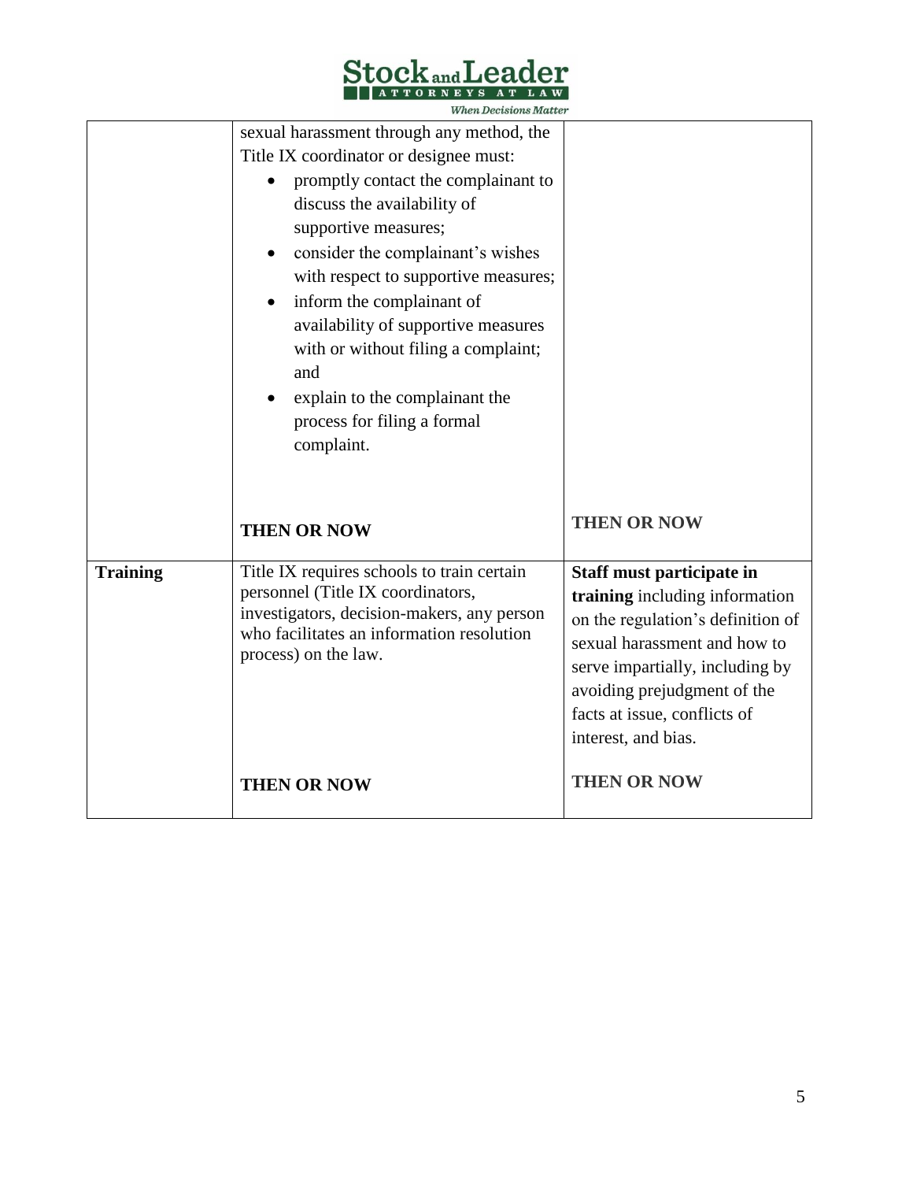| | | |
|---|---|---|
| | sexual harassment through any method, the Title IX coordinator or designee must:<br>• promptly contact the complainant to discuss the availability of supportive measures;<br>• consider the complainant's wishes with respect to supportive measures;<br>• inform the complainant of availability of supportive measures with or without filing a complaint; and<br>• explain to the complainant the process for filing a formal complaint.<br><br>**THEN OR NOW** | **THEN OR NOW** |
| **Training** | Title IX requires schools to train certain personnel (Title IX coordinators, investigators, decision-makers, any person who facilitates an information resolution process) on the law.<br><br>**THEN OR NOW** | **Staff must participate in training** including information on the regulation's definition of sexual harassment and how to serve impartially, including by avoiding prejudgment of the facts at issue, conflicts of interest, and bias.<br><br>**THEN OR NOW** |